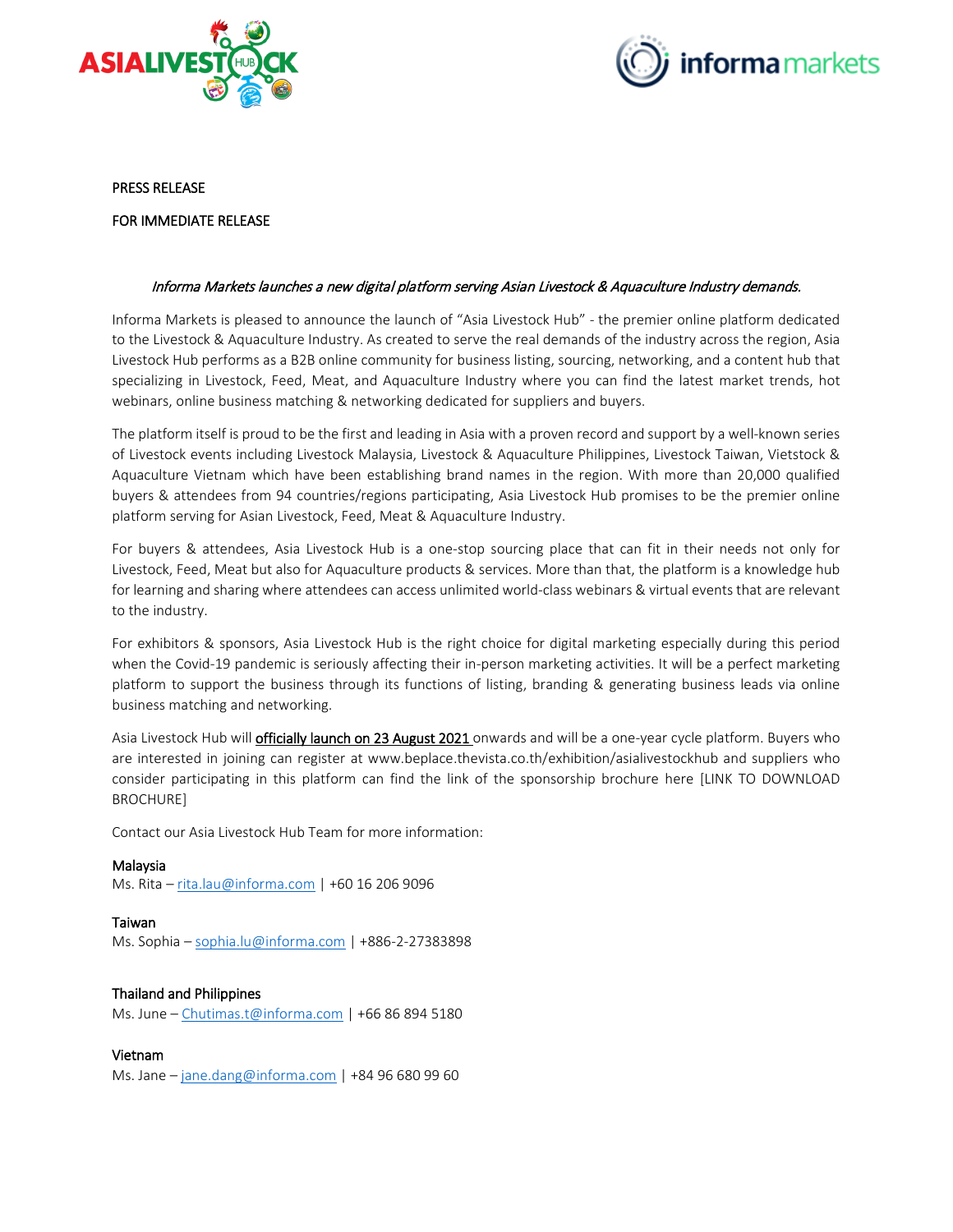PRESS RELEASE

FOR IMMEDIATE RELEASE

*Informa Markets launches a new digital platform serving Asian Livestock & Aquaculture Industry demands.*

Informa Markets is pleased to announce the launch of "Asia Livestock Hub" - the premier online platform dedicated to the Livestock & Aquaculture Industry. As created to serve the real demands of the industry across the region, Asia Livestock Hub performs as a B2B online community for business listing, sourcing, networking, and a content hub that specializing in Livestock, Feed, Meat, and Aquaculture Industry where you can find the latest market trends, hot webinars, online business matching & networking dedicated for suppliers and buyers.

The platform itself is proud to be the first and leading in Asia with a proven record and support by a well-known series of Livestock events including Livestock Malaysia, Livestock & Aquaculture Philippines, Livestock Taiwan, Vietstock & Aquaculture Vietnam which have been establishing brand names in the region. With more than 20,000 qualified buyers & attendees from 94 countries/regions participating, Asia Livestock Hub promises to be the premier online platform serving for Asian Livestock, Feed, Meat & Aquaculture Industry.

For buyers & attendees, Asia Livestock Hub is a one-stop sourcing place that can fit in their needs not only for Livestock, Feed, Meat but also for Aquaculture products & services. More than that, the platform is a knowledge hub for learning and sharing where attendees can access unlimited world-class webinars & virtual events that are relevant to the industry.

For exhibitors & sponsors, Asia Livestock Hub is the right choice for digital marketing especially during this period when the Covid-19 pandemic is seriously affecting their in-person marketing activities. It will be a perfect marketing platform to support the business through its functions of listing, branding & generating business leads via online business matching and networking.

Asia Livestock Hub will officially launch on 23 August 2021 onwards and will be a one-year cycle platform. Buyers who are interested in joining can register at www.beplace.thevista.co.th/exhibition/asialivestockhub and suppliers who consider participating in this platform can find the link of the sponsorship brochure here [LINK TO DOWNLOAD BROCHURE]

Contact our Asia Livestock Hub Team for more information:

**Malaysia**
Ms. Rita – rita.lau@informa.com | +60 16 206 9096

**Taiwan**
Ms. Sophia – sophia.lu@informa.com | +886-2-27383898

**Thailand and Philippines**
Ms. June – Chutimas.t@informa.com | +66 86 894 5180

**Vietnam**
Ms. Jane – jane.dang@informa.com | +84 96 680 99 60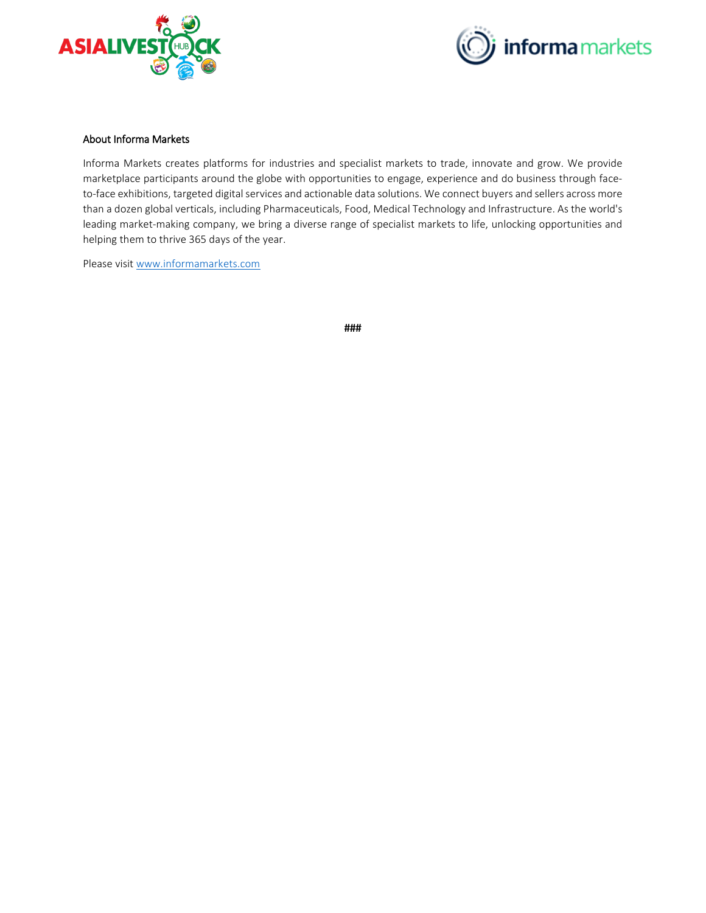About Informa Markets

Informa Markets creates platforms for industries and specialist markets to trade, innovate and grow. We provide marketplace participants around the globe with opportunities to engage, experience and do business through face-to-face exhibitions, targeted digital services and actionable data solutions. We connect buyers and sellers across more than a dozen global verticals, including Pharmaceuticals, Food, Medical Technology and Infrastructure. As the world's leading market-making company, we bring a diverse range of specialist markets to life, unlocking opportunities and helping them to thrive 365 days of the year.

Please visit www.informamarkets.com

###